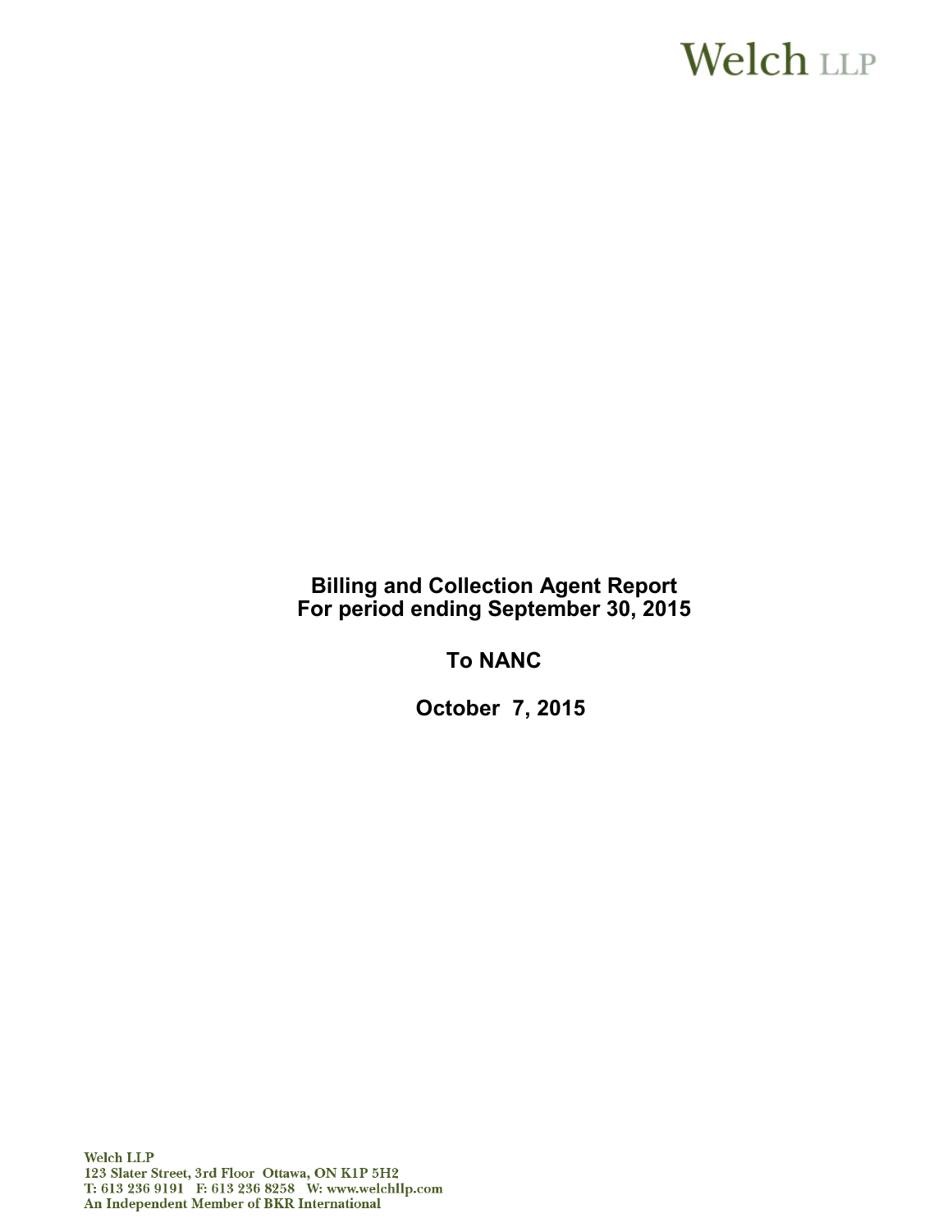Welch LLP

**Billing and Collection Agent Report**
**For period ending September 30, 2015**

**To NANC**

**October 7, 2015**

Welch LLP
123 Slater Street, 3rd Floor Ottawa, ON K1P 5H2
T: 613 236 9191 F: 613 236 8258 W: www.welchllp.com
An Independent Member of BKR International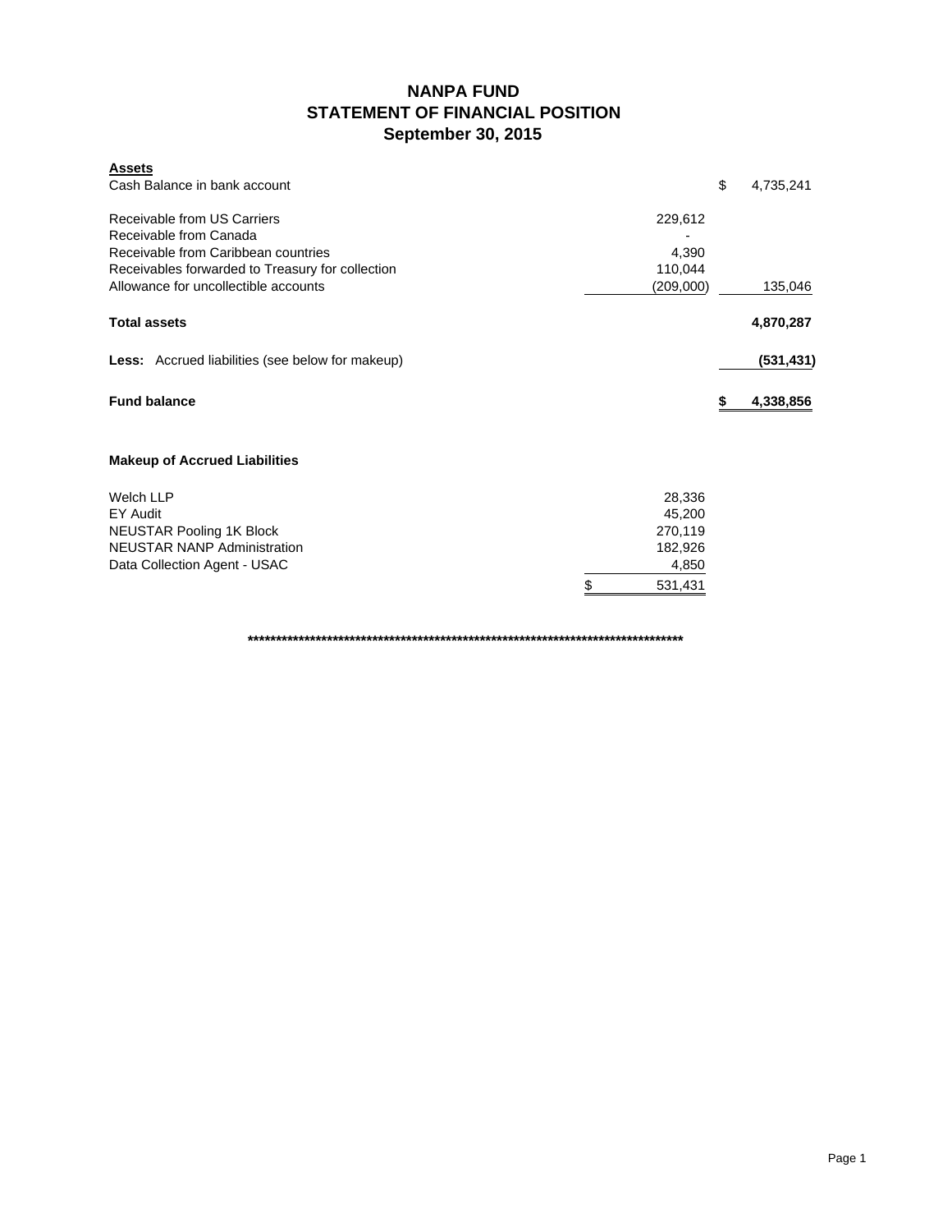# NANPA FUND
## STATEMENT OF FINANCIAL POSITION
### September 30, 2015

| | | |
|---|---|---|
| **Assets** | | |
| Cash Balance in bank account | | $ 4,735,241 |
| Receivable from US Carriers | 229,612 | |
| Receivable from Canada | - | |
| Receivable from Caribbean countries | 4,390 | |
| Receivables forwarded to Treasury for collection | 110,044 | |
| Allowance for uncollectible accounts | (209,000) | 135,046 |
| **Total assets** | | **4,870,287** |
| **Less:** Accrued liabilities (see below for makeup) | | **(531,431)** |
| **Fund balance** | | **$ 4,338,856** |

**Makeup of Accrued Liabilities**

| | |
|---|---|
| Welch LLP | 28,336 |
| EY Audit | 45,200 |
| NEUSTAR Pooling 1K Block | 270,119 |
| NEUSTAR NANP Administration | 182,926 |
| Data Collection Agent - USAC | 4,850 |
| | $ 531,431 |

********************************************************************************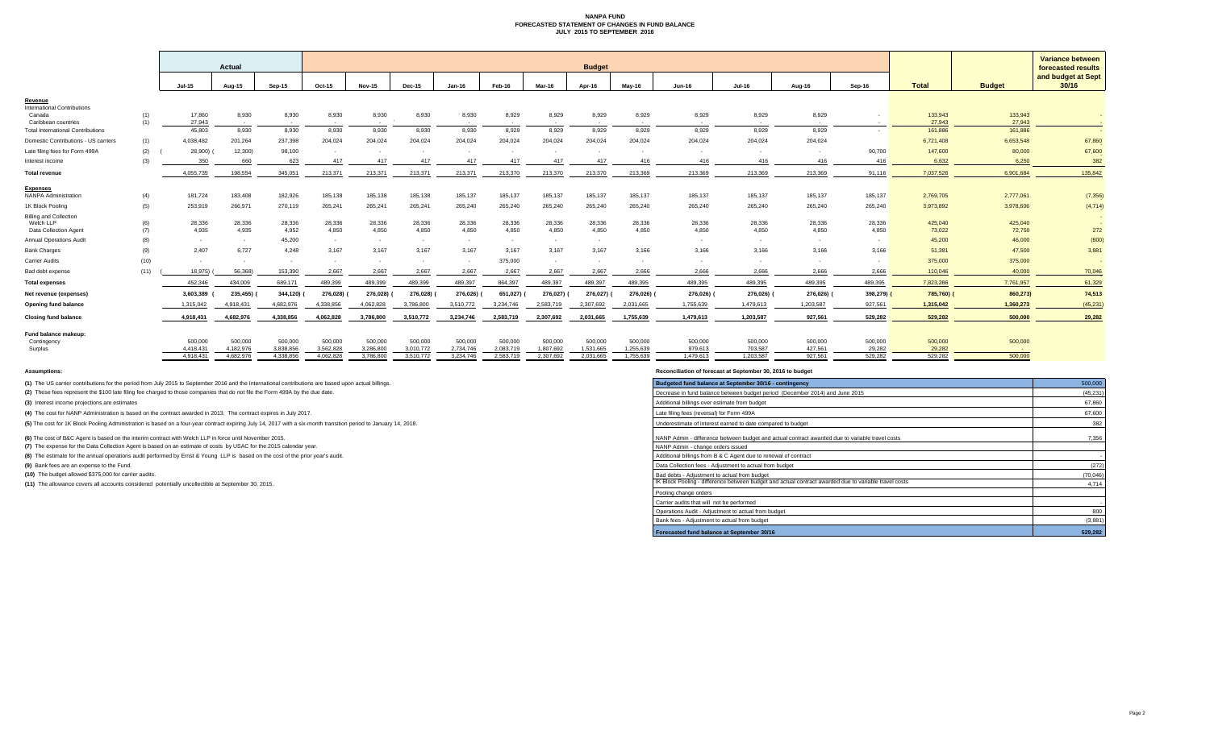# NANPA FUND
## FORECASTED STATEMENT OF CHANGES IN FUND BALANCE
## JULY 2015 TO SEPTEMBER 2016

| | | Actual | | | Budget | | | | | | | | | | | | | | Variance between forecasted results and budget at Sept 30/16 |
|---|---|---|---|---|---|---|---|---|---|---|---|---|---|---|---|---|---|---|---|
| | | Jul-15 | Aug-15 | Sep-15 | Oct-15 | Nov-15 | Dec-15 | Jan-16 | Feb-16 | Mar-16 | Apr-16 | May-16 | Jun-16 | Jul-16 | Aug-16 | Sep-16 | Total | Budget | |
| **Revenue** | | | | | | | | | | | | | | | | | | | |
| International Contributions | | | | | | | | | | | | | | | | | | | |
| Canada | (1) | 17,860 | 8,930 | 8,930 | 8,930 | 8,930 | 8,930 | 8,930 | 8,929 | 8,929 | 8,929 | 8,929 | 8,929 | 8,929 | 8,929 | - | 133,943 | 133,943 | - |
| Caribbean countries | (1) | 27,943 | - | - | - | - | - | - | - | - | - | - | - | - | - | - | 27,943 | 27,943 | - |
| Total International Contributions | | 45,803 | 8,930 | 8,930 | 8,930 | 8,930 | 8,930 | 8,930 | 8,929 | 8,929 | 8,929 | 8,929 | 8,929 | 8,929 | 8,929 | - | 161,886 | 161,886 | - |
| Domestic Contributions - US carriers | (1) | 4,038,482 | 201,264 | 237,398 | 204,024 | 204,024 | 204,024 | 204,024 | 204,024 | 204,024 | 204,024 | 204,024 | 204,024 | 204,024 | 204,024 | | 6,721,408 | 6,653,548 | 67,860 |
| Late filing fees for Form 499A | (2) | (28,900) | (12,300) | 98,100 | - | - | - | - | - | - | - | - | - | - | - | 90,700 | 147,600 | 80,000 | 67,600 |
| Interest income | (3) | 350 | 660 | 623 | 417 | 417 | 417 | 417 | 417 | 417 | 417 | 416 | 416 | 416 | 416 | 416 | 6,632 | 6,250 | 382 |
| **Total revenue** | | 4,055,735 | 198,554 | 345,051 | 213,371 | 213,371 | 213,371 | 213,371 | 213,370 | 213,370 | 213,370 | 213,369 | 213,369 | 213,369 | 213,369 | 91,116 | 7,037,526 | 6,901,684 | 135,842 |
| **Expenses** | | | | | | | | | | | | | | | | | | | |
| NANPA Administration | (4) | 181,724 | 183,408 | 182,926 | 185,138 | 185,138 | 185,138 | 185,137 | 185,137 | 185,137 | 185,137 | 185,137 | 185,137 | 185,137 | 185,137 | 185,137 | 2,769,705 | 2,777,061 | (7,356) |
| 1K Block Pooling | (5) | 253,919 | 266,971 | 270,119 | 265,241 | 265,241 | 265,241 | 265,240 | 265,240 | 265,240 | 265,240 | 265,240 | 265,240 | 265,240 | 265,240 | 265,240 | 3,973,892 | 3,978,606 | (4,714) |
| Billing and Collection | | | | | | | | | | | | | | | | | | | |
| Welch LLP | (6) | 28,336 | 28,336 | 28,336 | 28,336 | 28,336 | 28,336 | 28,336 | 28,336 | 28,336 | 28,336 | 28,336 | 28,336 | 28,336 | 28,336 | 28,336 | 425,040 | 425,040 | - |
| Data Collection Agent | (7) | 4,935 | 4,935 | 4,952 | 4,850 | 4,850 | 4,850 | 4,850 | 4,850 | 4,850 | 4,850 | 4,850 | 4,850 | 4,850 | 4,850 | 4,850 | 73,022 | 72,750 | 272 |
| Annual Operations Audit | (8) | - | - | 45,200 | - | - | - | - | - | - | - | | - | - | - | - | 45,200 | 46,000 | (800) |
| Bank Charges | (9) | 2,407 | 6,727 | 4,248 | 3,167 | 3,167 | 3,167 | 3,167 | 3,167 | 3,167 | 3,167 | 3,166 | 3,166 | 3,166 | 3,166 | 3,166 | 51,381 | 47,500 | 3,881 |
| Carrier Audits | (10) | - | - | - | - | - | - | - | 375,000 | - | - | - | - | - | - | - | 375,000 | 375,000 | - |
| Bad debt expense | (11) | (18,975) | (56,368) | 153,390 | 2,667 | 2,667 | 2,667 | 2,667 | 2,667 | 2,667 | 2,667 | 2,666 | 2,666 | 2,666 | 2,666 | 2,666 | 110,046 | 40,000 | 70,046 |
| **Total expenses** | | 452,346 | 434,009 | 689,171 | 489,399 | 489,399 | 489,399 | 489,397 | 864,397 | 489,397 | 489,397 | 489,395 | 489,395 | 489,395 | 489,395 | 489,395 | 7,823,286 | 7,761,957 | 61,329 |
| **Net revenue (expenses)** | | 3,603,389 | (235,455) | (344,120) | (276,028) | (276,028) | (276,028) | (276,026) | (651,027) | (276,027) | (276,027) | (276,026) | (276,026) | (276,026) | (276,026) | (398,279) | (785,760) | (860,273) | 74,513 |
| **Opening fund balance** | | 1,315,042 | 4,918,431 | 4,682,976 | 4,338,856 | 4,062,828 | 3,786,800 | 3,510,772 | 3,234,746 | 2,583,719 | 2,307,692 | 2,031,665 | 1,755,639 | 1,479,613 | 1,203,587 | 927,561 | 1,315,042 | 1,360,273 | (45,231) |
| **Closing fund balance** | | 4,918,431 | 4,682,976 | 4,338,856 | 4,062,828 | 3,786,800 | 3,510,772 | 3,234,746 | 2,583,719 | 2,307,692 | 2,031,665 | 1,755,639 | 1,479,613 | 1,203,587 | 927,561 | 529,282 | 529,282 | 500,000 | 29,282 |
| **Fund balance makeup:** | | | | | | | | | | | | | | | | | | | |
| Contingency | | 500,000 | 500,000 | 500,000 | 500,000 | 500,000 | 500,000 | 500,000 | 500,000 | 500,000 | 500,000 | 500,000 | 500,000 | 500,000 | 500,000 | 500,000 | 500,000 | 500,000 | |
| Surplus | | 4,418,431 | 4,182,976 | 3,838,856 | 3,562,828 | 3,286,800 | 3,010,772 | 2,734,746 | 2,083,719 | 1,807,692 | 1,531,665 | 1,255,639 | 979,613 | 703,587 | 427,561 | 29,282 | 29,282 | - | |
| | | 4,918,431 | 4,682,976 | 4,338,856 | 4,062,828 | 3,786,800 | 3,510,772 | 3,234,746 | 2,583,719 | 2,307,692 | 2,031,665 | 1,755,639 | 1,479,613 | 1,203,587 | 927,561 | 529,282 | 529,282 | 500,000 | |

**Assumptions:**

**(1)** The US carrier contributions for the period from July 2015 to September 2016 and the International contributions are based upon actual billings.

**(2)** These fees represent the $100 late filing fee charged to those companies that do not file the Form 499A by the due date.

**(3)** Interest income projections are estimates

**(4)** The cost for NANP Administration is based on the contract awarded in 2013. The contract expires in July 2017.

**(5)** The cost for 1K Block Pooling Administration is based on a four-year contract expiring July 14, 2017 with a six-month transition period to January 14, 2018.

**(6)** The cost of B&C Agent is based on the interim contract with Welch LLP in force until November 2015.

**(7)** The expense for the Data Collection Agent is based on an estimate of costs by USAC for the 2015 calendar year.

**(8)** The estimate for the annual operations audit performed by Ernst & Young LLP is based on the cost of the prior year's audit.

**(9)** Bank fees are an expense to the Fund.

**(10)** The budget allowed $375,000 for carrier audits.

**(11)** The allowance covers all accounts considered potentially uncollectible at September 30, 2015.

**Reconciliation of forecast at September 30, 2016 to budget**

| | |
|---|---|
| **Budgeted fund balance at September 30/16 - contingency** | 500,000 |
| Decrease in fund balance between budget period (December 2014) and June 2015 | (45,231) |
| Additional billings over estimate from budget | 67,860 |
| Late filing fees (reversal) for Form 499A | 67,600 |
| Underestimate of interest earned to date compared to budget | 382 |
| NANP Admin - difference between budget and actual contract awarded due to variable travel costs | 7,356 |
| NANP Admin - change orders issued | |
| Additional billings from B & C Agent due to renewal of contract | - |
| Data Collection fees - Adjustment to actual from budget | (272) |
| Bad debts - Adjustment to actual from budget | (70,046) |
| IK Block Pooling - difference between budget and actual contract awarded due to variable travel costs | 4,714 |
| Pooling change orders | |
| Carrier audits that will not be performed | - |
| Operations Audit - Adjustment to actual from budget | 800 |
| Bank fees - Adjustment to actual from budget | (3,881) |
| **Forecasted fund balance at September 30/16** | **529,282** |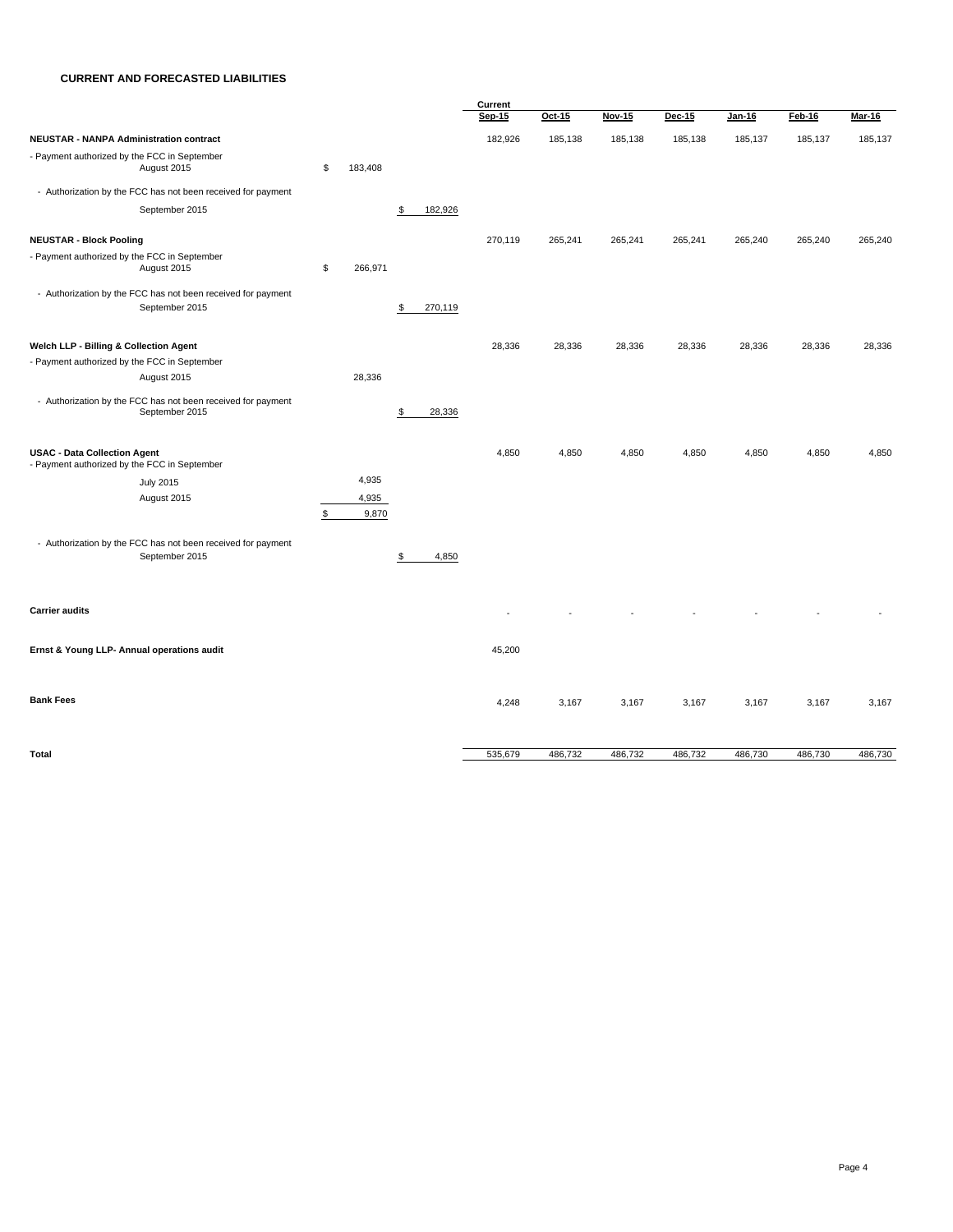## CURRENT AND FORECASTED LIABILITIES

| | | | Current Sep-15 | Oct-15 | Nov-15 | Dec-15 | Jan-16 | Feb-16 | Mar-16 |
|---|---|---|---|---|---|---|---|---|---|
| **NEUSTAR - NANPA Administration contract** | | | 182,926 | 185,138 | 185,138 | 185,138 | 185,137 | 185,137 | 185,137 |
| - Payment authorized by the FCC in September August 2015 | $ 183,408 | | | | | | | | |
| - Authorization by the FCC has not been received for payment September 2015 | | $ 182,926 | | | | | | | |
| **NEUSTAR - Block Pooling** | | | 270,119 | 265,241 | 265,241 | 265,241 | 265,240 | 265,240 | 265,240 |
| - Payment authorized by the FCC in September August 2015 | $ 266,971 | | | | | | | | |
| - Authorization by the FCC has not been received for payment September 2015 | | $ 270,119 | | | | | | | |
| **Welch LLP - Billing & Collection Agent** | | | 28,336 | 28,336 | 28,336 | 28,336 | 28,336 | 28,336 | 28,336 |
| - Payment authorized by the FCC in September August 2015 | 28,336 | | | | | | | | |
| - Authorization by the FCC has not been received for payment September 2015 | | $ 28,336 | | | | | | | |
| **USAC - Data Collection Agent** | | | 4,850 | 4,850 | 4,850 | 4,850 | 4,850 | 4,850 | 4,850 |
| - Payment authorized by the FCC in September | | | | | | | | | |
| July 2015 | 4,935 | | | | | | | | |
| August 2015 | 4,935 | | | | | | | | |
| | $ 9,870 | | | | | | | | |
| - Authorization by the FCC has not been received for payment September 2015 | | $ 4,850 | | | | | | | |
| **Carrier audits** | | | - | - | - | - | - | - | - |
| **Ernst & Young LLP- Annual operations audit** | | | 45,200 | | | | | | |
| **Bank Fees** | | | 4,248 | 3,167 | 3,167 | 3,167 | 3,167 | 3,167 | 3,167 |
| **Total** | | | 535,679 | 486,732 | 486,732 | 486,732 | 486,730 | 486,730 | 486,730 |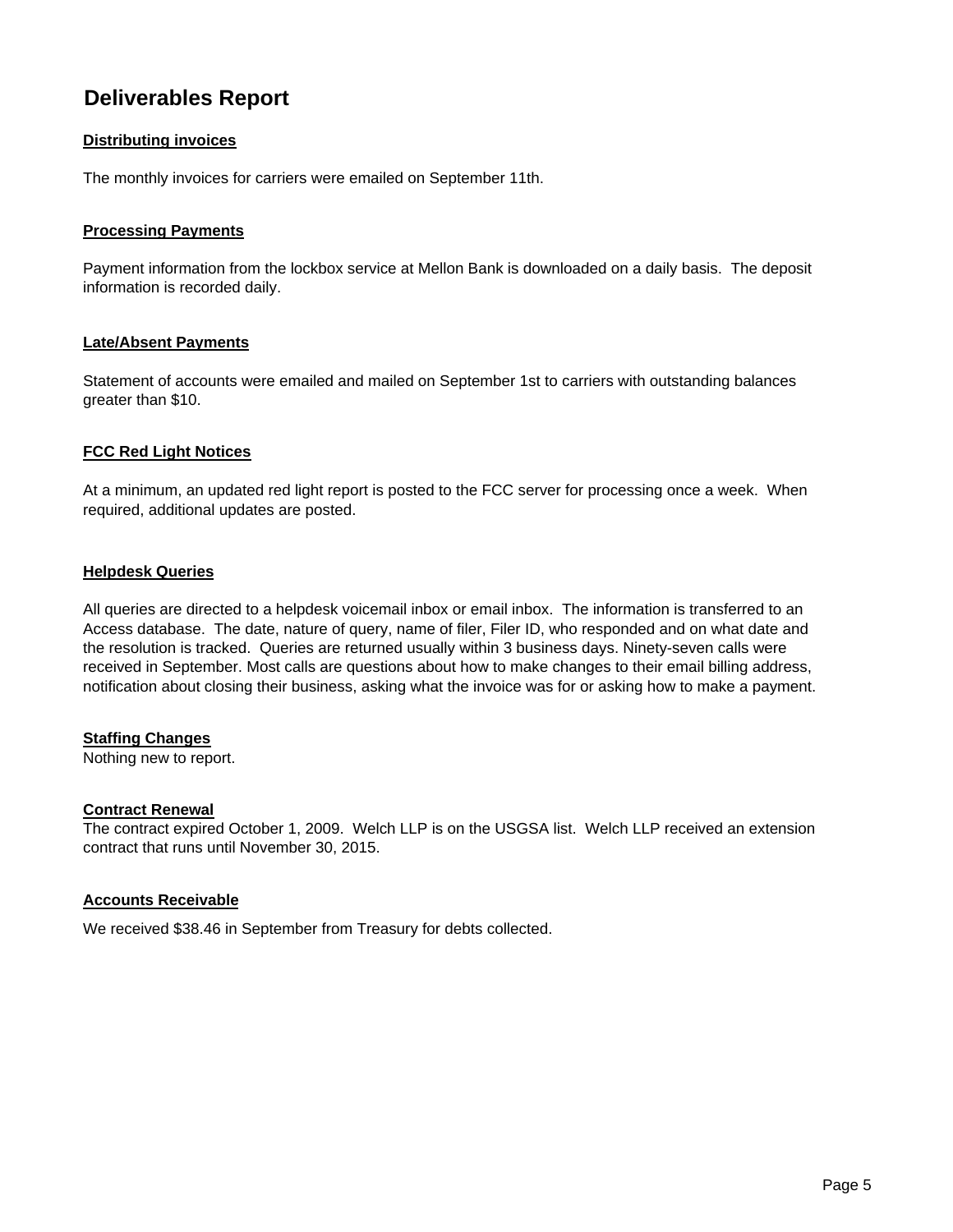# Deliverables Report

**Distributing invoices**

The monthly invoices for carriers were emailed on September 11th.

**Processing Payments**

Payment information from the lockbox service at Mellon Bank is downloaded on a daily basis. The deposit information is recorded daily.

**Late/Absent Payments**

Statement of accounts were emailed and mailed on September 1st to carriers with outstanding balances greater than $10.

**FCC Red Light Notices**

At a minimum, an updated red light report is posted to the FCC server for processing once a week. When required, additional updates are posted.

**Helpdesk Queries**

All queries are directed to a helpdesk voicemail inbox or email inbox. The information is transferred to an Access database. The date, nature of query, name of filer, Filer ID, who responded and on what date and the resolution is tracked. Queries are returned usually within 3 business days. Ninety-seven calls were received in September. Most calls are questions about how to make changes to their email billing address, notification about closing their business, asking what the invoice was for or asking how to make a payment.

**Staffing Changes**

Nothing new to report.

**Contract Renewal**

The contract expired October 1, 2009. Welch LLP is on the USGSA list. Welch LLP received an extension contract that runs until November 30, 2015.

**Accounts Receivable**

We received $38.46 in September from Treasury for debts collected.